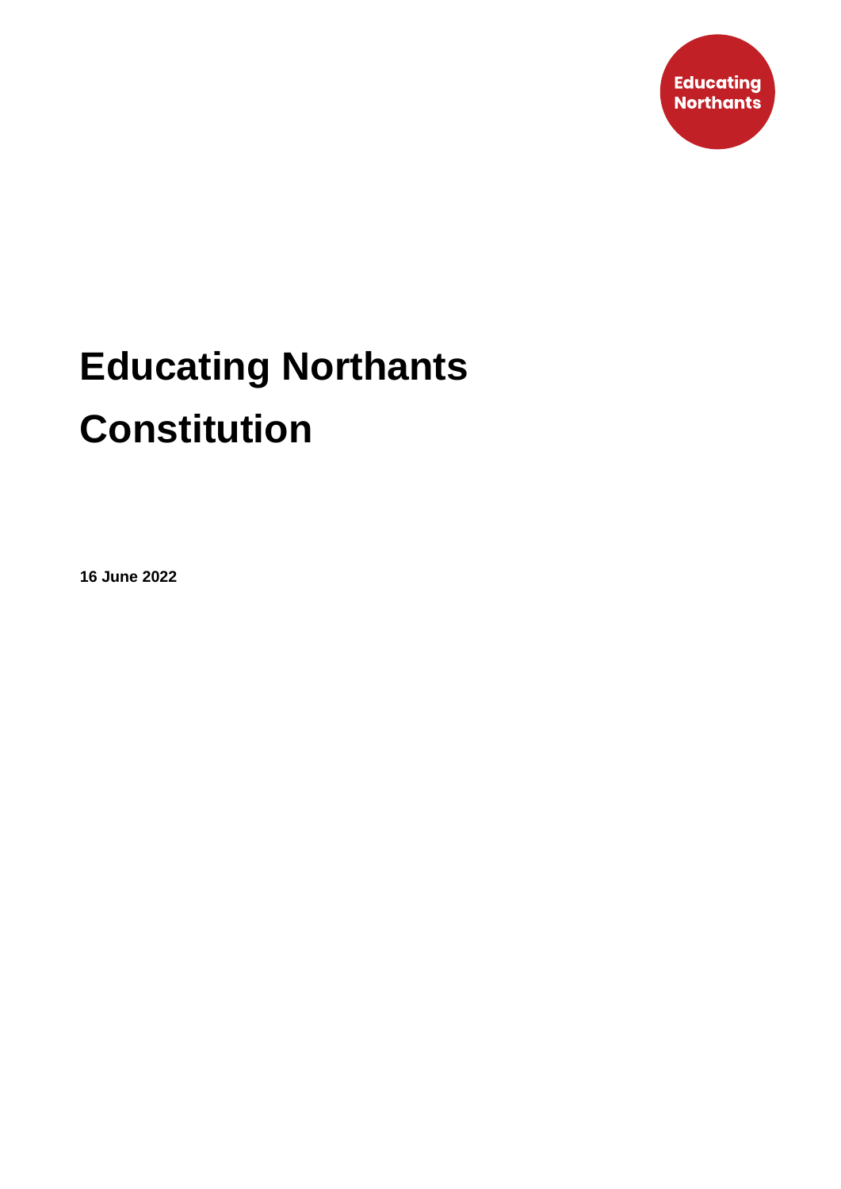Educating Northants

# Educating Northants Constitution

**16 June 2022**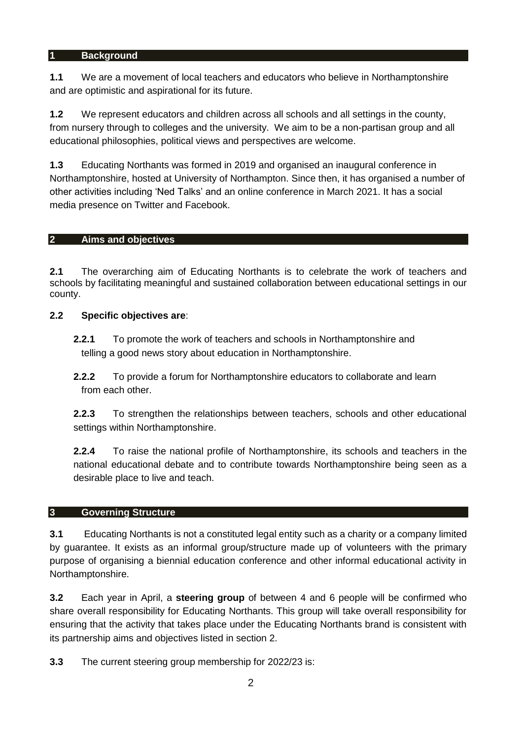## 1 Background

**1.1** We are a movement of local teachers and educators who believe in Northamptonshire and are optimistic and aspirational for its future.

**1.2** We represent educators and children across all schools and all settings in the county, from nursery through to colleges and the university. We aim to be a non-partisan group and all educational philosophies, political views and perspectives are welcome.

**1.3** Educating Northants was formed in 2019 and organised an inaugural conference in Northamptonshire, hosted at University of Northampton. Since then, it has organised a number of other activities including 'Ned Talks' and an online conference in March 2021. It has a social media presence on Twitter and Facebook.

## 2 Aims and objectives

**2.1** The overarching aim of Educating Northants is to celebrate the work of teachers and schools by facilitating meaningful and sustained collaboration between educational settings in our county.

**2.2 Specific objectives are**:

**2.2.1** To promote the work of teachers and schools in Northamptonshire and telling a good news story about education in Northamptonshire.

**2.2.2** To provide a forum for Northamptonshire educators to collaborate and learn from each other.

**2.2.3** To strengthen the relationships between teachers, schools and other educational settings within Northamptonshire.

**2.2.4** To raise the national profile of Northamptonshire, its schools and teachers in the national educational debate and to contribute towards Northamptonshire being seen as a desirable place to live and teach.

## 3 Governing Structure

**3.1** Educating Northants is not a constituted legal entity such as a charity or a company limited by guarantee. It exists as an informal group/structure made up of volunteers with the primary purpose of organising a biennial education conference and other informal educational activity in Northamptonshire.

**3.2** Each year in April, a **steering group** of between 4 and 6 people will be confirmed who share overall responsibility for Educating Northants. This group will take overall responsibility for ensuring that the activity that takes place under the Educating Northants brand is consistent with its partnership aims and objectives listed in section 2.

**3.3** The current steering group membership for 2022/23 is: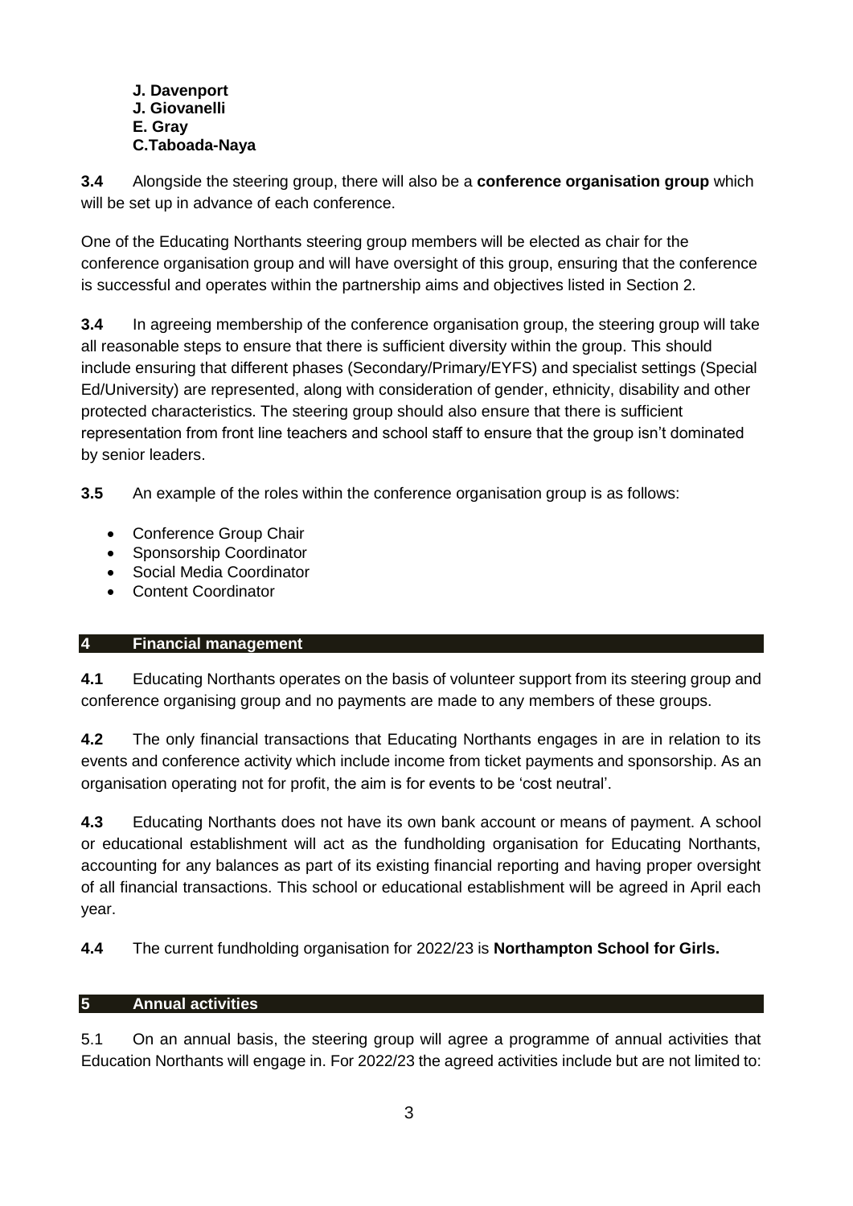**J. Davenport**
**J. Giovanelli**
**E. Gray**
**C.Taboada-Naya**

**3.4** Alongside the steering group, there will also be a **conference organisation group** which will be set up in advance of each conference.

One of the Educating Northants steering group members will be elected as chair for the conference organisation group and will have oversight of this group, ensuring that the conference is successful and operates within the partnership aims and objectives listed in Section 2.

**3.4** In agreeing membership of the conference organisation group, the steering group will take all reasonable steps to ensure that there is sufficient diversity within the group. This should include ensuring that different phases (Secondary/Primary/EYFS) and specialist settings (Special Ed/University) are represented, along with consideration of gender, ethnicity, disability and other protected characteristics. The steering group should also ensure that there is sufficient representation from front line teachers and school staff to ensure that the group isn't dominated by senior leaders.

**3.5** An example of the roles within the conference organisation group is as follows:

- Conference Group Chair
- Sponsorship Coordinator
- Social Media Coordinator
- Content Coordinator

## 4 Financial management

**4.1** Educating Northants operates on the basis of volunteer support from its steering group and conference organising group and no payments are made to any members of these groups.

**4.2** The only financial transactions that Educating Northants engages in are in relation to its events and conference activity which include income from ticket payments and sponsorship. As an organisation operating not for profit, the aim is for events to be 'cost neutral'.

**4.3** Educating Northants does not have its own bank account or means of payment. A school or educational establishment will act as the fundholding organisation for Educating Northants, accounting for any balances as part of its existing financial reporting and having proper oversight of all financial transactions. This school or educational establishment will be agreed in April each year.

**4.4** The current fundholding organisation for 2022/23 is **Northampton School for Girls.**

## 5 Annual activities

5.1 On an annual basis, the steering group will agree a programme of annual activities that Education Northants will engage in. For 2022/23 the agreed activities include but are not limited to: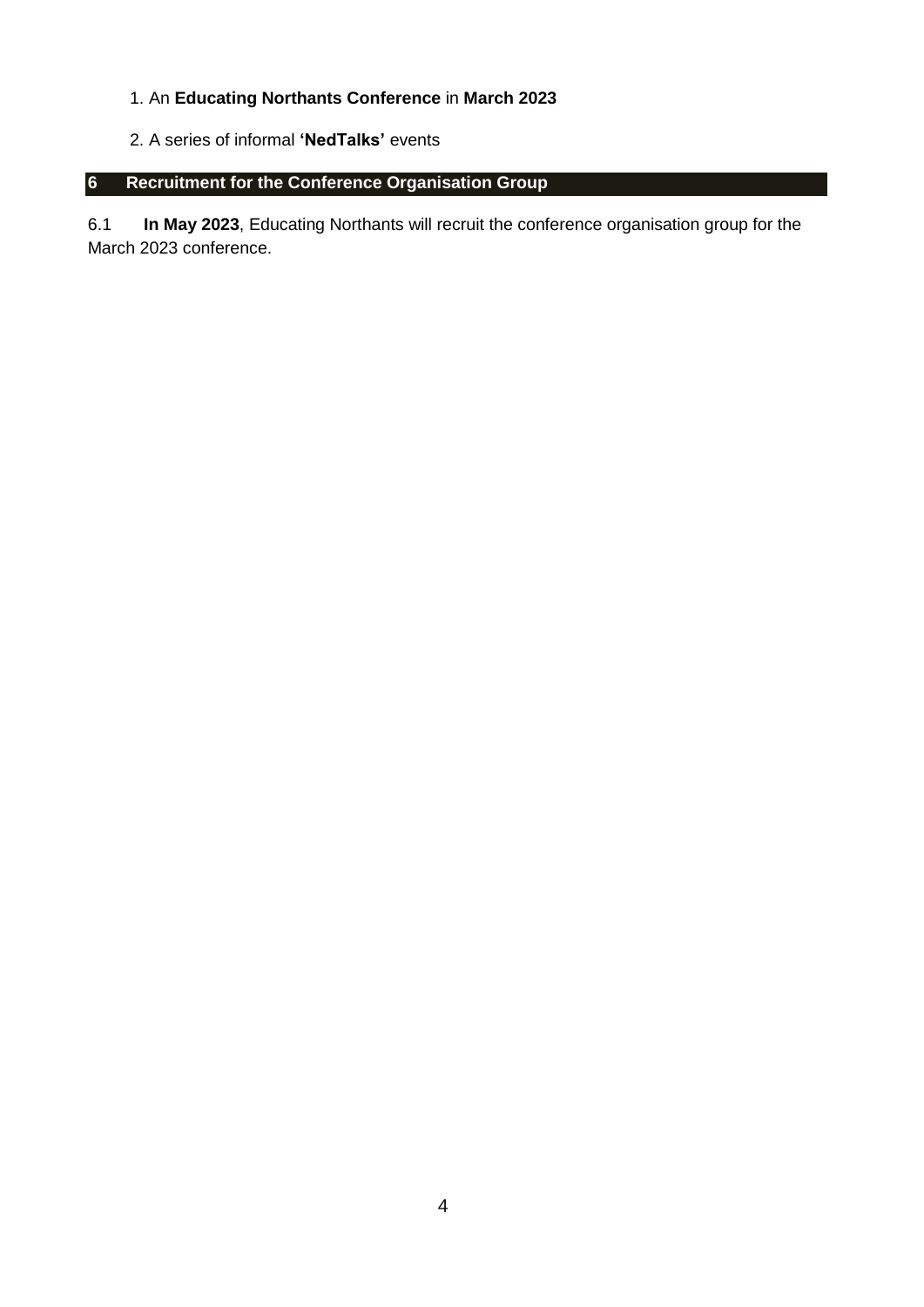1. An **Educating Northants Conference** in **March 2023**

2. A series of informal **'NedTalks'** events

## 6 Recruitment for the Conference Organisation Group

6.1 **In May 2023**, Educating Northants will recruit the conference organisation group for the March 2023 conference.